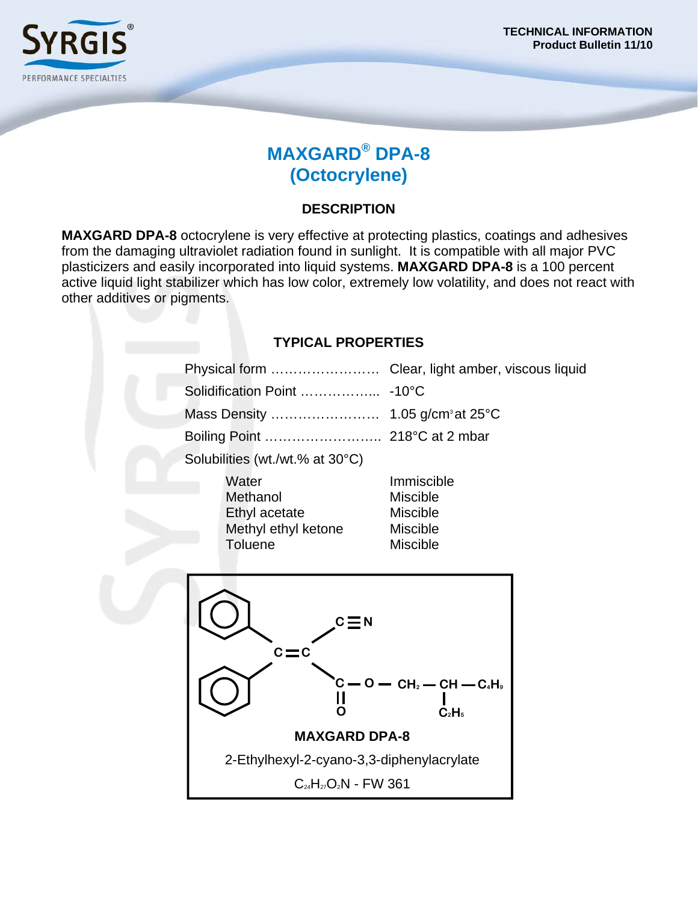TECHNICAL INFORMATION
Product Bulletin 11/10

# MAXGARD® DPA-8 (Octocrylene)

## DESCRIPTION

**MAXGARD DPA-8** octocrylene is very effective at protecting plastics, coatings and adhesives from the damaging ultraviolet radiation found in sunlight. It is compatible with all major PVC plasticizers and easily incorporated into liquid systems. **MAXGARD DPA-8** is a 100 percent active liquid light stabilizer which has low color, extremely low volatility, and does not react with other additives or pigments.

## TYPICAL PROPERTIES

| Property | Value |
|---|---|
| Physical form | Clear, light amber, viscous liquid |
| Solidification Point | -10°C |
| Mass Density | 1.05 g/cm³ at 25°C |
| Boiling Point | 218°C at 2 mbar |

Solubilities (wt./wt.% at 30°C)

| Solvent | Solubility |
|---|---|
| Water | Immiscible |
| Methanol | Miscible |
| Ethyl acetate | Miscible |
| Methyl ethyl ketone | Miscible |
| Toluene | Miscible |

**MAXGARD DPA-8**

2-Ethylhexyl-2-cyano-3,3-diphenylacrylate

$C_{24}H_{27}O_2N$ - FW 361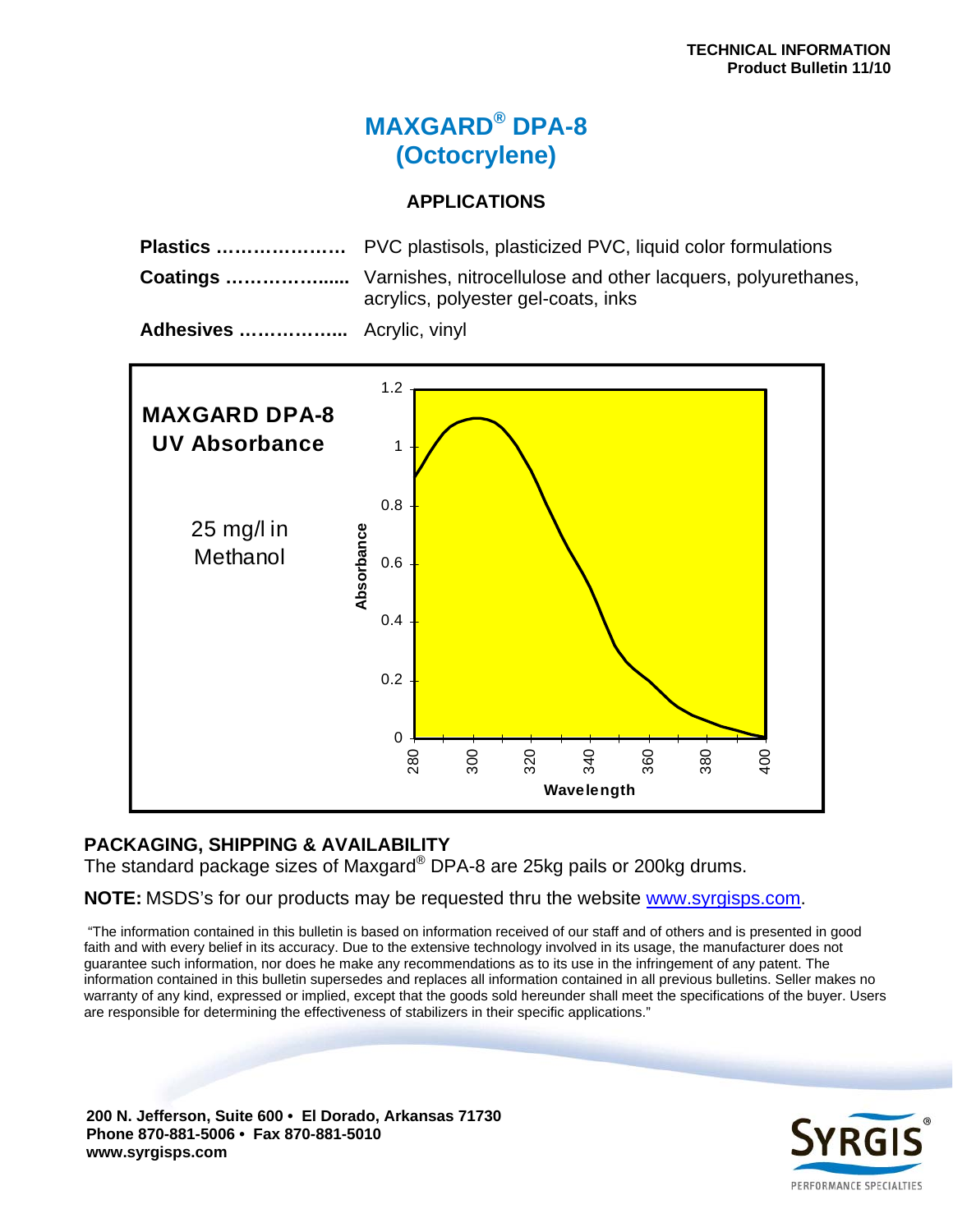# MAXGARD® DPA-8
# (Octocrylene)

## APPLICATIONS

**Plastics …………………** PVC plastisols, plasticized PVC, liquid color formulations

**Coatings ……………....** Varnishes, nitrocellulose and other lacquers, polyurethanes, acrylics, polyester gel-coats, inks

**Adhesives ……………..** Acrylic, vinyl

MAXGARD DPA-8
UV Absorbance

25 mg/l in
Methanol

Absorbance

1.2
1
0.8
0.6
0.4
0.2
0

280
300
320
340
360
380
400

Wavelength

## PACKAGING, SHIPPING & AVAILABILITY

The standard package sizes of Maxgard® DPA-8 are 25kg pails or 200kg drums.

**NOTE:** MSDS's for our products may be requested thru the website www.syrgisps.com.

"The information contained in this bulletin is based on information received of our staff and of others and is presented in good faith and with every belief in its accuracy. Due to the extensive technology involved in its usage, the manufacturer does not guarantee such information, nor does he make any recommendations as to its use in the infringement of any patent. The information contained in this bulletin supersedes and replaces all information contained in all previous bulletins. Seller makes no warranty of any kind, expressed or implied, except that the goods sold hereunder shall meet the specifications of the buyer. Users are responsible for determining the effectiveness of stabilizers in their specific applications."

**200 N. Jefferson, Suite 600 • El Dorado, Arkansas 71730**
**Phone 870-881-5006 • Fax 870-881-5010**
**www.syrgisps.com**

SYRGIS®
PERFORMANCE SPECIALTIES